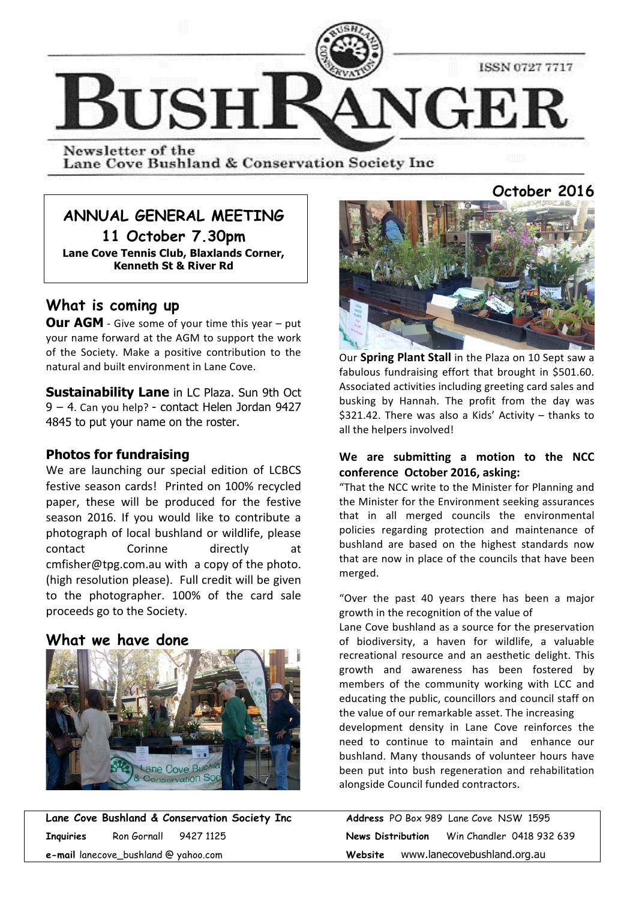# BUSHRANGER

ISSN 0727 7717

Newsletter of the Lane Cove Bushland & Conservation Society Inc

October 2016

## ANNUAL GENERAL MEETING

**11 October 7.30pm**

**Lane Cove Tennis Club, Blaxlands Corner, Kenneth St & River Rd**

## What is coming up

**Our AGM** - Give some of your time this year – put your name forward at the AGM to support the work of the Society. Make a positive contribution to the natural and built environment in Lane Cove.

**Sustainability Lane** in LC Plaza. Sun 9th Oct 9 – 4. Can you help? - contact Helen Jordan 9427 4845 to put your name on the roster.

### Photos for fundraising

We are launching our special edition of LCBCS festive season cards! Printed on 100% recycled paper, these will be produced for the festive season 2016. If you would like to contribute a photograph of local bushland or wildlife, please contact Corinne directly at cmfisher@tpg.com.au with a copy of the photo. (high resolution please). Full credit will be given to the photographer. 100% of the card sale proceeds go to the Society.

## What we have done

Our **Spring Plant Stall** in the Plaza on 10 Sept saw a fabulous fundraising effort that brought in $501.60. Associated activities including greeting card sales and busking by Hannah. The profit from the day was $321.42. There was also a Kids' Activity – thanks to all the helpers involved!

**We are submitting a motion to the NCC conference October 2016, asking:**

"That the NCC write to the Minister for Planning and the Minister for the Environment seeking assurances that in all merged councils the environmental policies regarding protection and maintenance of bushland are based on the highest standards now that are now in place of the councils that have been merged.

"Over the past 40 years there has been a major growth in the recognition of the value of Lane Cove bushland as a source for the preservation of biodiversity, a haven for wildlife, a valuable recreational resource and an aesthetic delight. This growth and awareness has been fostered by members of the community working with LCC and educating the public, councillors and council staff on the value of our remarkable asset. The increasing development density in Lane Cove reinforces the need to continue to maintain and enhance our bushland. Many thousands of volunteer hours have been put into bush regeneration and rehabilitation alongside Council funded contractors.

---

**Lane Cove Bushland & Conservation Society Inc**
**Inquiries** Ron Gornall 9427 1125
**e-mail** lanecove_bushland @ yahoo.com

**Address** PO Box 989 Lane Cove NSW 1595
**News Distribution** Win Chandler 0418 932 639
**Website** www.lanecovebushland.org.au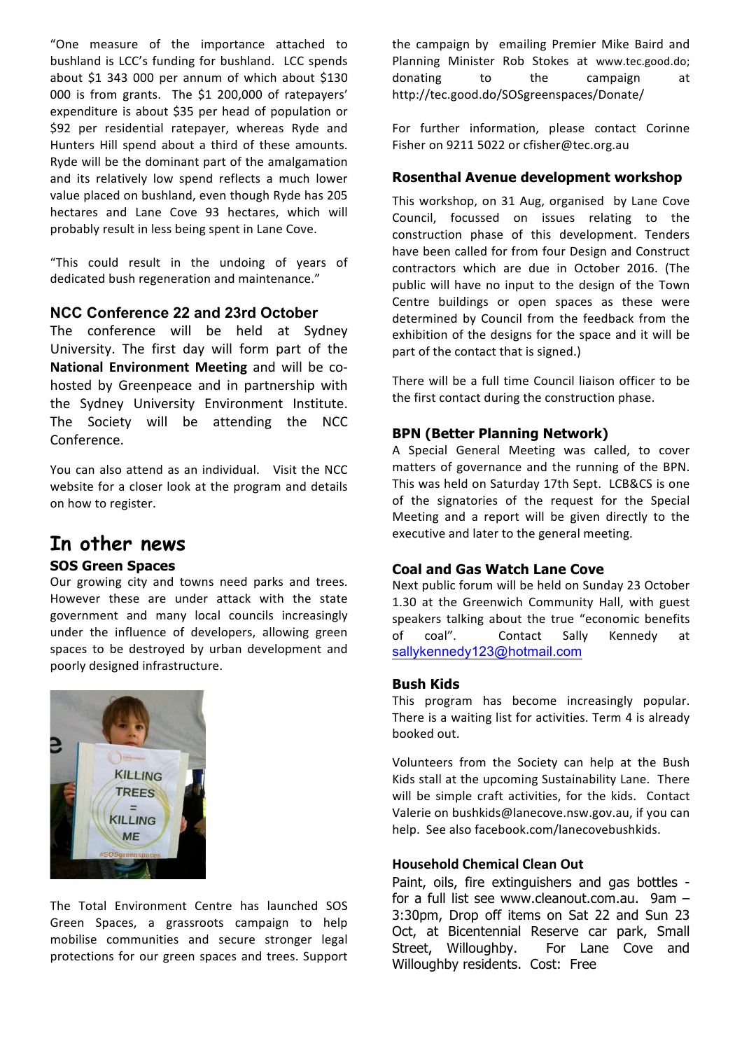"One measure of the importance attached to bushland is LCC's funding for bushland. LCC spends about $1 343 000 per annum of which about $130 000 is from grants. The $1 200,000 of ratepayers' expenditure is about $35 per head of population or $92 per residential ratepayer, whereas Ryde and Hunters Hill spend about a third of these amounts. Ryde will be the dominant part of the amalgamation and its relatively low spend reflects a much lower value placed on bushland, even though Ryde has 205 hectares and Lane Cove 93 hectares, which will probably result in less being spent in Lane Cove.

"This could result in the undoing of years of dedicated bush regeneration and maintenance."

### NCC Conference 22 and 23rd October

The conference will be held at Sydney University. The first day will form part of the **National Environment Meeting** and will be co-hosted by Greenpeace and in partnership with the Sydney University Environment Institute. The Society will be attending the NCC Conference.

You can also attend as an individual. Visit the NCC website for a closer look at the program and details on how to register.

## In other news

### SOS Green Spaces

Our growing city and towns need parks and trees. However these are under attack with the state government and many local councils increasingly under the influence of developers, allowing green spaces to be destroyed by urban development and poorly designed infrastructure.

The Total Environment Centre has launched SOS Green Spaces, a grassroots campaign to help mobilise communities and secure stronger legal protections for our green spaces and trees. Support the campaign by emailing Premier Mike Baird and Planning Minister Rob Stokes at www.tec.good.do; donating to the campaign at http://tec.good.do/SOSgreenspaces/Donate/

For further information, please contact Corinne Fisher on 9211 5022 or cfisher@tec.org.au

### Rosenthal Avenue development workshop

This workshop, on 31 Aug, organised by Lane Cove Council, focussed on issues relating to the construction phase of this development. Tenders have been called for from four Design and Construct contractors which are due in October 2016. (The public will have no input to the design of the Town Centre buildings or open spaces as these were determined by Council from the feedback from the exhibition of the designs for the space and it will be part of the contact that is signed.)

There will be a full time Council liaison officer to be the first contact during the construction phase.

### BPN (Better Planning Network)

A Special General Meeting was called, to cover matters of governance and the running of the BPN. This was held on Saturday 17th Sept. LCB&CS is one of the signatories of the request for the Special Meeting and a report will be given directly to the executive and later to the general meeting.

### Coal and Gas Watch Lane Cove

Next public forum will be held on Sunday 23 October 1.30 at the Greenwich Community Hall, with guest speakers talking about the true "economic benefits of coal". Contact Sally Kennedy at sallykennedy123@hotmail.com

### Bush Kids

This program has become increasingly popular. There is a waiting list for activities. Term 4 is already booked out.

Volunteers from the Society can help at the Bush Kids stall at the upcoming Sustainability Lane. There will be simple craft activities, for the kids. Contact Valerie on bushkids@lanecove.nsw.gov.au, if you can help. See also facebook.com/lanecovebushkids.

### Household Chemical Clean Out

Paint, oils, fire extinguishers and gas bottles - for a full list see www.cleanout.com.au. 9am – 3:30pm, Drop off items on Sat 22 and Sun 23 Oct, at Bicentennial Reserve car park, Small Street, Willoughby. For Lane Cove and Willoughby residents. Cost: Free